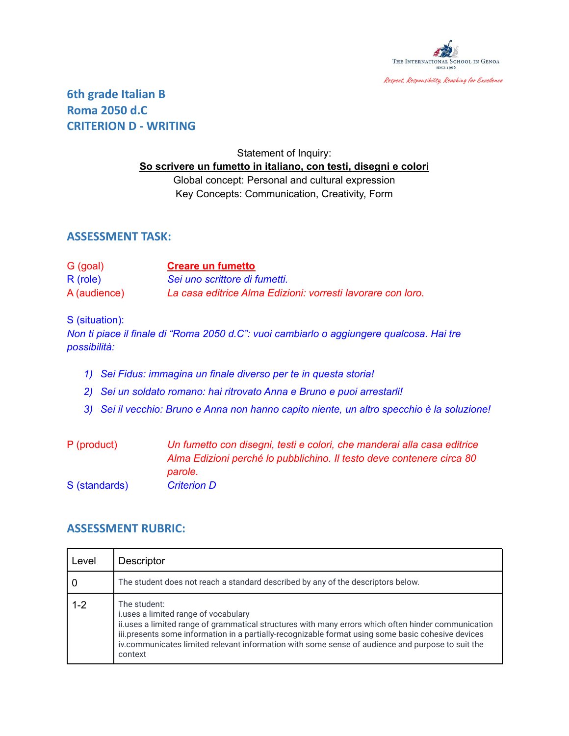The International School in Genoa
Since 1966

*Respect, Responsibility, Reaching for Excellence*

## 6th grade Italian B
## Roma 2050 d.C
## CRITERION D - WRITING

Statement of Inquiry:
**So scrivere un fumetto in italiano, con testi, disegni e colori**
Global concept: Personal and cultural expression
Key Concepts: Communication, Creativity, Form

## ASSESSMENT TASK:

G (goal) **Creare un fumetto**
R (role) *Sei uno scrittore di fumetti.*
A (audience) *La casa editrice Alma Edizioni: vorresti lavorare con loro.*

S (situation):
*Non ti piace il finale di "Roma 2050 d.C": vuoi cambiarlo o aggiungere qualcosa. Hai tre possibilità:*

1) *Sei Fidus: immagina un finale diverso per te in questa storia!*
2) *Sei un soldato romano: hai ritrovato Anna e Bruno e puoi arrestarli!*
3) *Sei il vecchio: Bruno e Anna non hanno capito niente, un altro specchio è la soluzione!*

P (product) *Un fumetto con disegni, testi e colori, che manderai alla casa editrice Alma Edizioni perché lo pubblichino. Il testo deve contenere circa 80 parole.*
S (standards) *Criterion D*

## ASSESSMENT RUBRIC:

| Level | Descriptor |
|---|---|
| 0 | The student does not reach a standard described by any of the descriptors below. |
| 1-2 | The student:<br>i.uses a limited range of vocabulary<br>ii.uses a limited range of grammatical structures with many errors which often hinder communication<br>iii.presents some information in a partially-recognizable format using some basic cohesive devices<br>iv.communicates limited relevant information with some sense of audience and purpose to suit the context |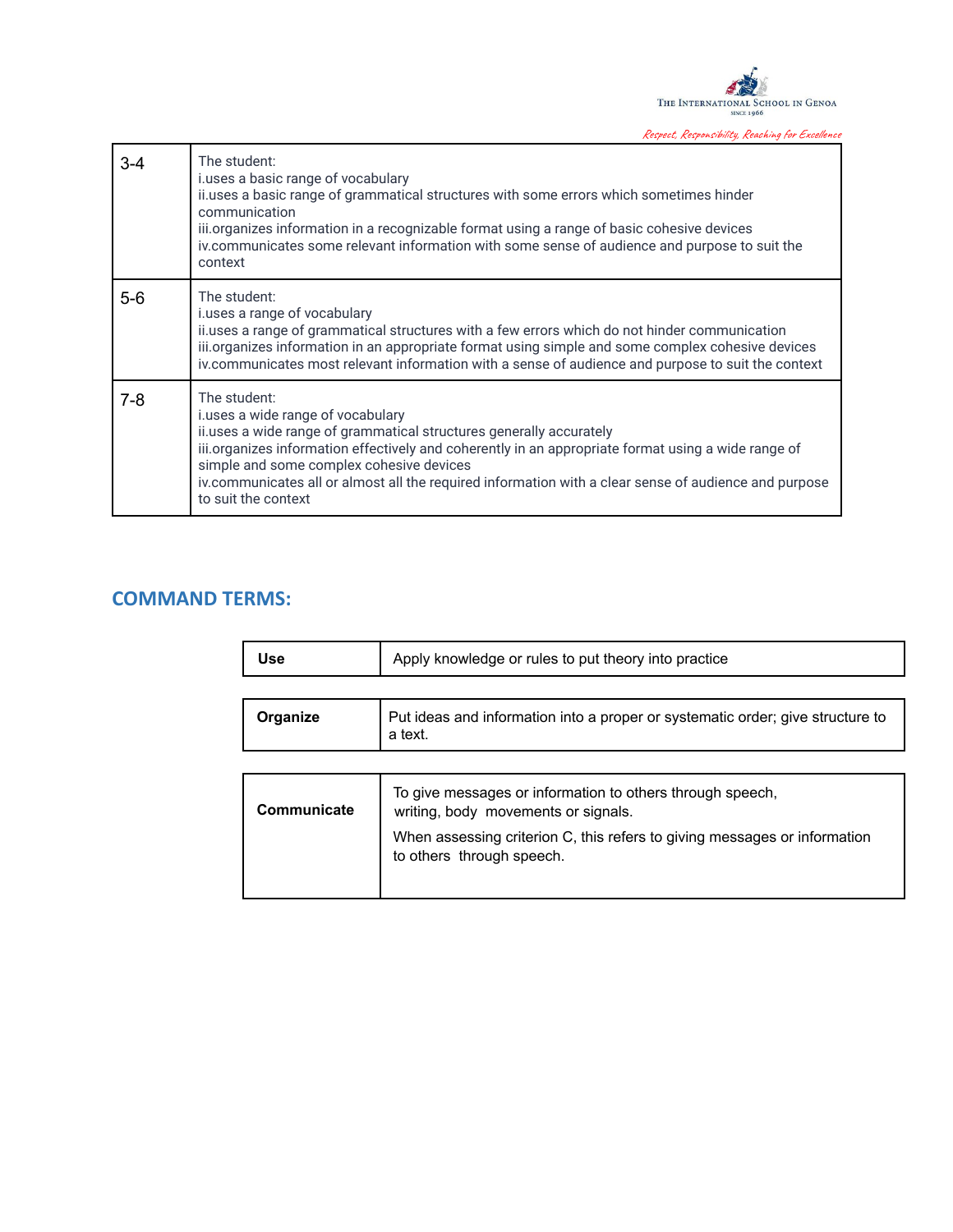| | |
|---|---|
| 3-4 | The student:<br>i.uses a basic range of vocabulary<br>ii.uses a basic range of grammatical structures with some errors which sometimes hinder communication<br>iii.organizes information in a recognizable format using a range of basic cohesive devices<br>iv.communicates some relevant information with some sense of audience and purpose to suit the context |
| 5-6 | The student:<br>i.uses a range of vocabulary<br>ii.uses a range of grammatical structures with a few errors which do not hinder communication<br>iii.organizes information in an appropriate format using simple and some complex cohesive devices<br>iv.communicates most relevant information with a sense of audience and purpose to suit the context |
| 7-8 | The student:<br>i.uses a wide range of vocabulary<br>ii.uses a wide range of grammatical structures generally accurately<br>iii.organizes information effectively and coherently in an appropriate format using a wide range of simple and some complex cohesive devices<br>iv.communicates all or almost all the required information with a clear sense of audience and purpose to suit the context |

## COMMAND TERMS:

| | |
|---|---|
| **Use** | Apply knowledge or rules to put theory into practice |

| | |
|---|---|
| **Organize** | Put ideas and information into a proper or systematic order; give structure to a text. |

| | |
|---|---|
| **Communicate** | To give messages or information to others through speech, writing, body movements or signals.<br>When assessing criterion C, this refers to giving messages or information to others through speech. |